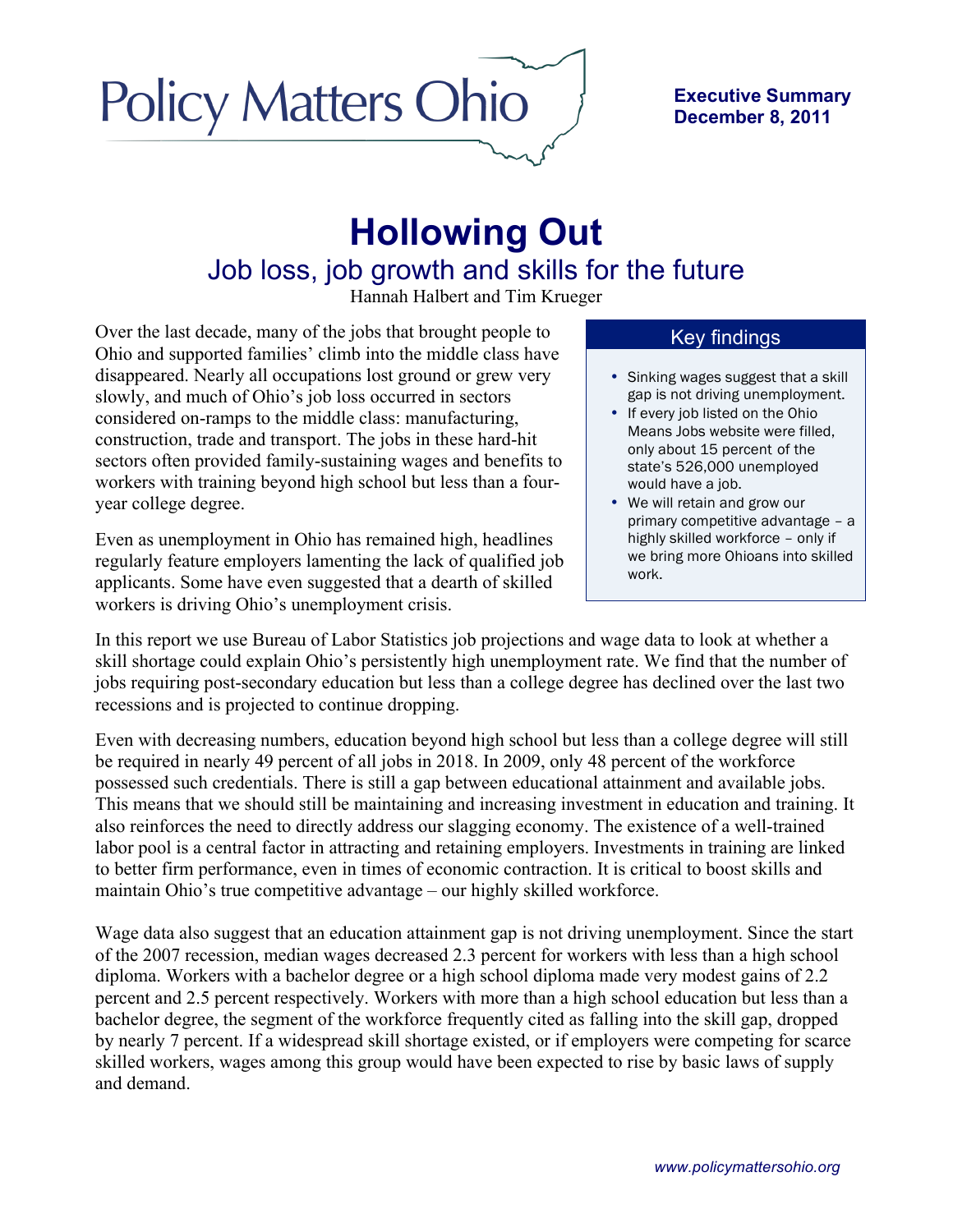Policy Matters Ohio

**Executive Summary**
**December 8, 2011**

# Hollowing Out

## Job loss, job growth and skills for the future

Hannah Halbert and Tim Krueger

Over the last decade, many of the jobs that brought people to Ohio and supported families' climb into the middle class have disappeared. Nearly all occupations lost ground or grew very slowly, and much of Ohio's job loss occurred in sectors considered on-ramps to the middle class: manufacturing, construction, trade and transport. The jobs in these hard-hit sectors often provided family-sustaining wages and benefits to workers with training beyond high school but less than a four-year college degree.

Even as unemployment in Ohio has remained high, headlines regularly feature employers lamenting the lack of qualified job applicants. Some have even suggested that a dearth of skilled workers is driving Ohio's unemployment crisis.

### Key findings

- Sinking wages suggest that a skill gap is not driving unemployment.
- If every job listed on the Ohio Means Jobs website were filled, only about 15 percent of the state's 526,000 unemployed would have a job.
- We will retain and grow our primary competitive advantage – a highly skilled workforce – only if we bring more Ohioans into skilled work.

In this report we use Bureau of Labor Statistics job projections and wage data to look at whether a skill shortage could explain Ohio's persistently high unemployment rate. We find that the number of jobs requiring post-secondary education but less than a college degree has declined over the last two recessions and is projected to continue dropping.

Even with decreasing numbers, education beyond high school but less than a college degree will still be required in nearly 49 percent of all jobs in 2018. In 2009, only 48 percent of the workforce possessed such credentials. There is still a gap between educational attainment and available jobs. This means that we should still be maintaining and increasing investment in education and training. It also reinforces the need to directly address our slagging economy. The existence of a well-trained labor pool is a central factor in attracting and retaining employers. Investments in training are linked to better firm performance, even in times of economic contraction. It is critical to boost skills and maintain Ohio's true competitive advantage – our highly skilled workforce.

Wage data also suggest that an education attainment gap is not driving unemployment. Since the start of the 2007 recession, median wages decreased 2.3 percent for workers with less than a high school diploma. Workers with a bachelor degree or a high school diploma made very modest gains of 2.2 percent and 2.5 percent respectively. Workers with more than a high school education but less than a bachelor degree, the segment of the workforce frequently cited as falling into the skill gap, dropped by nearly 7 percent. If a widespread skill shortage existed, or if employers were competing for scarce skilled workers, wages among this group would have been expected to rise by basic laws of supply and demand.

*www.policymattersohio.org*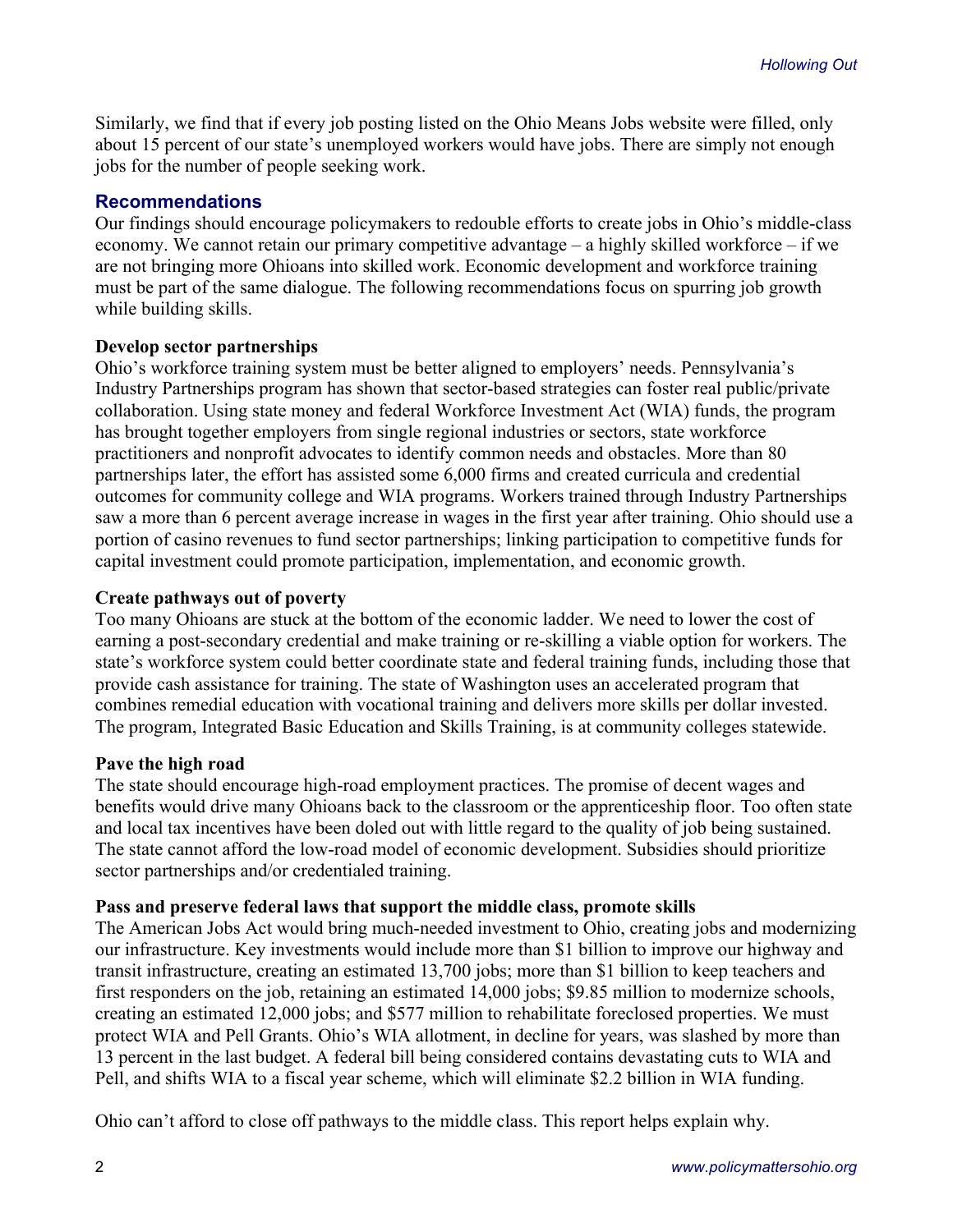Similarly, we find that if every job posting listed on the Ohio Means Jobs website were filled, only about 15 percent of our state's unemployed workers would have jobs. There are simply not enough jobs for the number of people seeking work.

## Recommendations

Our findings should encourage policymakers to redouble efforts to create jobs in Ohio's middle-class economy. We cannot retain our primary competitive advantage – a highly skilled workforce – if we are not bringing more Ohioans into skilled work. Economic development and workforce training must be part of the same dialogue. The following recommendations focus on spurring job growth while building skills.

### Develop sector partnerships

Ohio's workforce training system must be better aligned to employers' needs. Pennsylvania's Industry Partnerships program has shown that sector-based strategies can foster real public/private collaboration. Using state money and federal Workforce Investment Act (WIA) funds, the program has brought together employers from single regional industries or sectors, state workforce practitioners and nonprofit advocates to identify common needs and obstacles. More than 80 partnerships later, the effort has assisted some 6,000 firms and created curricula and credential outcomes for community college and WIA programs. Workers trained through Industry Partnerships saw a more than 6 percent average increase in wages in the first year after training. Ohio should use a portion of casino revenues to fund sector partnerships; linking participation to competitive funds for capital investment could promote participation, implementation, and economic growth.

### Create pathways out of poverty

Too many Ohioans are stuck at the bottom of the economic ladder. We need to lower the cost of earning a post-secondary credential and make training or re-skilling a viable option for workers. The state's workforce system could better coordinate state and federal training funds, including those that provide cash assistance for training. The state of Washington uses an accelerated program that combines remedial education with vocational training and delivers more skills per dollar invested. The program, Integrated Basic Education and Skills Training, is at community colleges statewide.

### Pave the high road

The state should encourage high-road employment practices. The promise of decent wages and benefits would drive many Ohioans back to the classroom or the apprenticeship floor. Too often state and local tax incentives have been doled out with little regard to the quality of job being sustained. The state cannot afford the low-road model of economic development. Subsidies should prioritize sector partnerships and/or credentialed training.

### Pass and preserve federal laws that support the middle class, promote skills

The American Jobs Act would bring much-needed investment to Ohio, creating jobs and modernizing our infrastructure. Key investments would include more than $1 billion to improve our highway and transit infrastructure, creating an estimated 13,700 jobs; more than $1 billion to keep teachers and first responders on the job, retaining an estimated 14,000 jobs; $9.85 million to modernize schools, creating an estimated 12,000 jobs; and $577 million to rehabilitate foreclosed properties. We must protect WIA and Pell Grants. Ohio's WIA allotment, in decline for years, was slashed by more than 13 percent in the last budget. A federal bill being considered contains devastating cuts to WIA and Pell, and shifts WIA to a fiscal year scheme, which will eliminate $2.2 billion in WIA funding.

Ohio can't afford to close off pathways to the middle class. This report helps explain why.